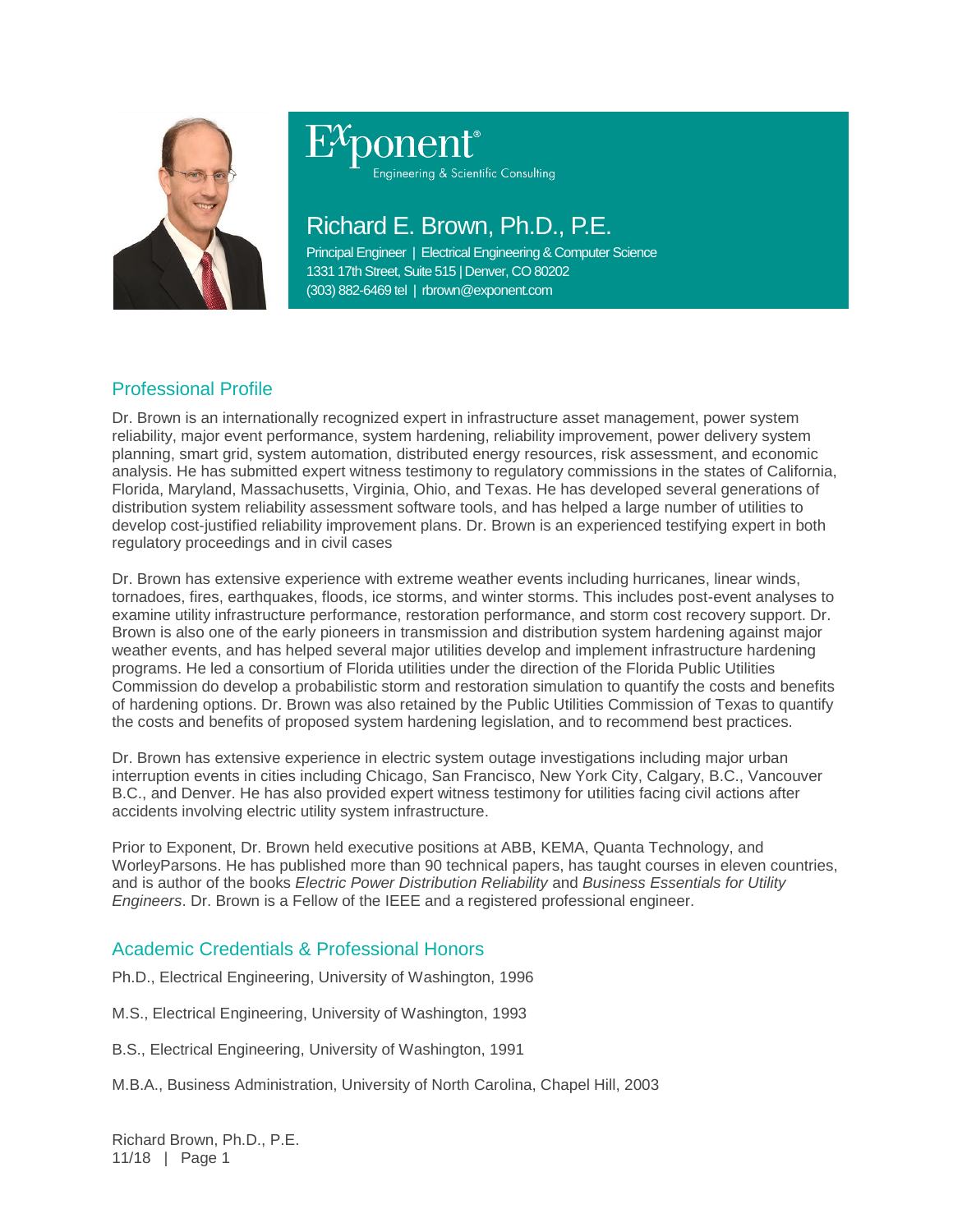Exponent®
Engineering & Scientific Consulting

# Richard E. Brown, Ph.D., P.E.

Principal Engineer | Electrical Engineering & Computer Science
1331 17th Street, Suite 515 | Denver, CO 80202
(303) 882-6469 tel | rbrown@exponent.com

## Professional Profile

Dr. Brown is an internationally recognized expert in infrastructure asset management, power system reliability, major event performance, system hardening, reliability improvement, power delivery system planning, smart grid, system automation, distributed energy resources, risk assessment, and economic analysis. He has submitted expert witness testimony to regulatory commissions in the states of California, Florida, Maryland, Massachusetts, Virginia, Ohio, and Texas. He has developed several generations of distribution system reliability assessment software tools, and has helped a large number of utilities to develop cost-justified reliability improvement plans. Dr. Brown is an experienced testifying expert in both regulatory proceedings and in civil cases

Dr. Brown has extensive experience with extreme weather events including hurricanes, linear winds, tornadoes, fires, earthquakes, floods, ice storms, and winter storms. This includes post-event analyses to examine utility infrastructure performance, restoration performance, and storm cost recovery support. Dr. Brown is also one of the early pioneers in transmission and distribution system hardening against major weather events, and has helped several major utilities develop and implement infrastructure hardening programs. He led a consortium of Florida utilities under the direction of the Florida Public Utilities Commission do develop a probabilistic storm and restoration simulation to quantify the costs and benefits of hardening options. Dr. Brown was also retained by the Public Utilities Commission of Texas to quantify the costs and benefits of proposed system hardening legislation, and to recommend best practices.

Dr. Brown has extensive experience in electric system outage investigations including major urban interruption events in cities including Chicago, San Francisco, New York City, Calgary, B.C., Vancouver B.C., and Denver. He has also provided expert witness testimony for utilities facing civil actions after accidents involving electric utility system infrastructure.

Prior to Exponent, Dr. Brown held executive positions at ABB, KEMA, Quanta Technology, and WorleyParsons. He has published more than 90 technical papers, has taught courses in eleven countries, and is author of the books *Electric Power Distribution Reliability* and *Business Essentials for Utility Engineers*. Dr. Brown is a Fellow of the IEEE and a registered professional engineer.

## Academic Credentials & Professional Honors

Ph.D., Electrical Engineering, University of Washington, 1996

M.S., Electrical Engineering, University of Washington, 1993

B.S., Electrical Engineering, University of Washington, 1991

M.B.A., Business Administration, University of North Carolina, Chapel Hill, 2003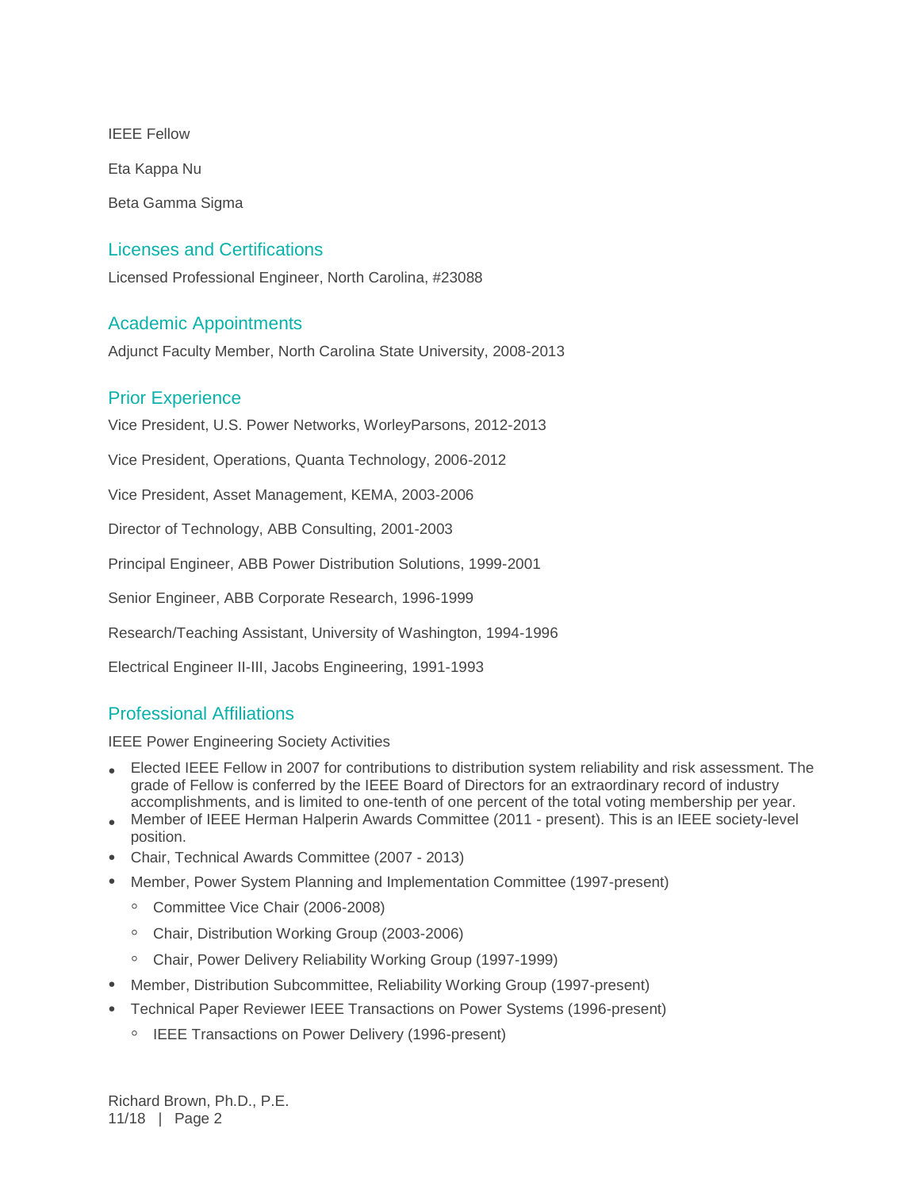IEEE Fellow

Eta Kappa Nu

Beta Gamma Sigma

## Licenses and Certifications

Licensed Professional Engineer, North Carolina, #23088

## Academic Appointments

Adjunct Faculty Member, North Carolina State University, 2008-2013

## Prior Experience

Vice President, U.S. Power Networks, WorleyParsons, 2012-2013

Vice President, Operations, Quanta Technology, 2006-2012

Vice President, Asset Management, KEMA, 2003-2006

Director of Technology, ABB Consulting, 2001-2003

Principal Engineer, ABB Power Distribution Solutions, 1999-2001

Senior Engineer, ABB Corporate Research, 1996-1999

Research/Teaching Assistant, University of Washington, 1994-1996

Electrical Engineer II-III, Jacobs Engineering, 1991-1993

## Professional Affiliations

IEEE Power Engineering Society Activities

- Elected IEEE Fellow in 2007 for contributions to distribution system reliability and risk assessment. The grade of Fellow is conferred by the IEEE Board of Directors for an extraordinary record of industry accomplishments, and is limited to one-tenth of one percent of the total voting membership per year.
- Member of IEEE Herman Halperin Awards Committee (2011 - present). This is an IEEE society-level position.
- Chair, Technical Awards Committee (2007 - 2013)
- Member, Power System Planning and Implementation Committee (1997-present)
  - Committee Vice Chair (2006-2008)
  - Chair, Distribution Working Group (2003-2006)
  - Chair, Power Delivery Reliability Working Group (1997-1999)
- Member, Distribution Subcommittee, Reliability Working Group (1997-present)
- Technical Paper Reviewer IEEE Transactions on Power Systems (1996-present)
  - IEEE Transactions on Power Delivery (1996-present)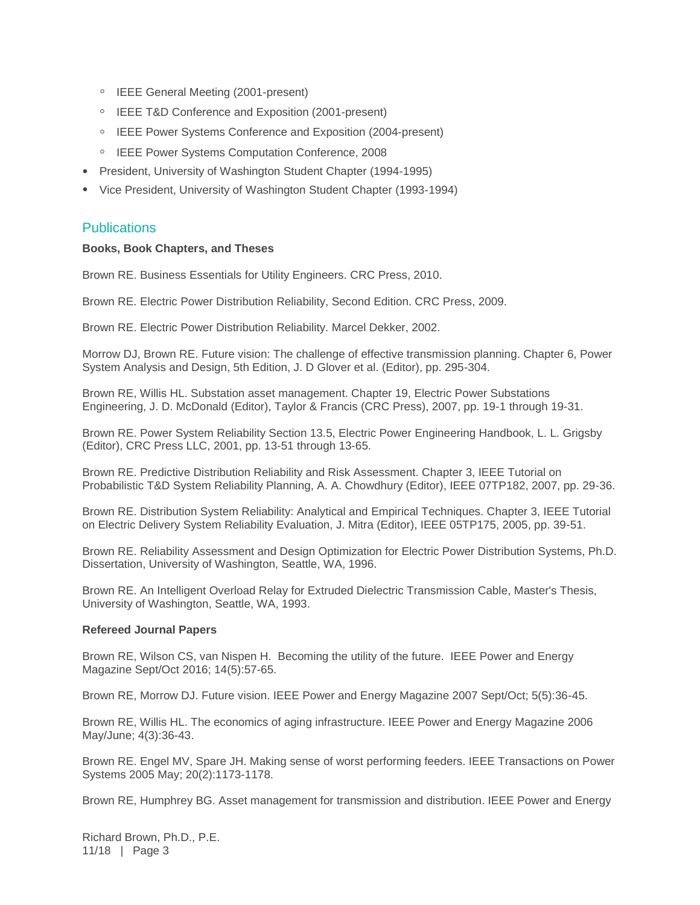- IEEE General Meeting (2001-present)
  - IEEE T&D Conference and Exposition (2001-present)
  - IEEE Power Systems Conference and Exposition (2004-present)
  - IEEE Power Systems Computation Conference, 2008
- President, University of Washington Student Chapter (1994-1995)
- Vice President, University of Washington Student Chapter (1993-1994)

## Publications

**Books, Book Chapters, and Theses**

Brown RE. Business Essentials for Utility Engineers. CRC Press, 2010.

Brown RE. Electric Power Distribution Reliability, Second Edition. CRC Press, 2009.

Brown RE. Electric Power Distribution Reliability. Marcel Dekker, 2002.

Morrow DJ, Brown RE. Future vision: The challenge of effective transmission planning. Chapter 6, Power System Analysis and Design, 5th Edition, J. D Glover et al. (Editor), pp. 295-304.

Brown RE, Willis HL. Substation asset management. Chapter 19, Electric Power Substations Engineering, J. D. McDonald (Editor), Taylor & Francis (CRC Press), 2007, pp. 19-1 through 19-31.

Brown RE. Power System Reliability Section 13.5, Electric Power Engineering Handbook, L. L. Grigsby (Editor), CRC Press LLC, 2001, pp. 13-51 through 13-65.

Brown RE. Predictive Distribution Reliability and Risk Assessment. Chapter 3, IEEE Tutorial on Probabilistic T&D System Reliability Planning, A. A. Chowdhury (Editor), IEEE 07TP182, 2007, pp. 29-36.

Brown RE. Distribution System Reliability: Analytical and Empirical Techniques. Chapter 3, IEEE Tutorial on Electric Delivery System Reliability Evaluation, J. Mitra (Editor), IEEE 05TP175, 2005, pp. 39-51.

Brown RE. Reliability Assessment and Design Optimization for Electric Power Distribution Systems, Ph.D. Dissertation, University of Washington, Seattle, WA, 1996.

Brown RE. An Intelligent Overload Relay for Extruded Dielectric Transmission Cable, Master's Thesis, University of Washington, Seattle, WA, 1993.

**Refereed Journal Papers**

Brown RE, Wilson CS, van Nispen H. Becoming the utility of the future. IEEE Power and Energy Magazine Sept/Oct 2016; 14(5):57-65.

Brown RE, Morrow DJ. Future vision. IEEE Power and Energy Magazine 2007 Sept/Oct; 5(5):36-45.

Brown RE, Willis HL. The economics of aging infrastructure. IEEE Power and Energy Magazine 2006 May/June; 4(3):36-43.

Brown RE. Engel MV, Spare JH. Making sense of worst performing feeders. IEEE Transactions on Power Systems 2005 May; 20(2):1173-1178.

Brown RE, Humphrey BG. Asset management for transmission and distribution. IEEE Power and Energy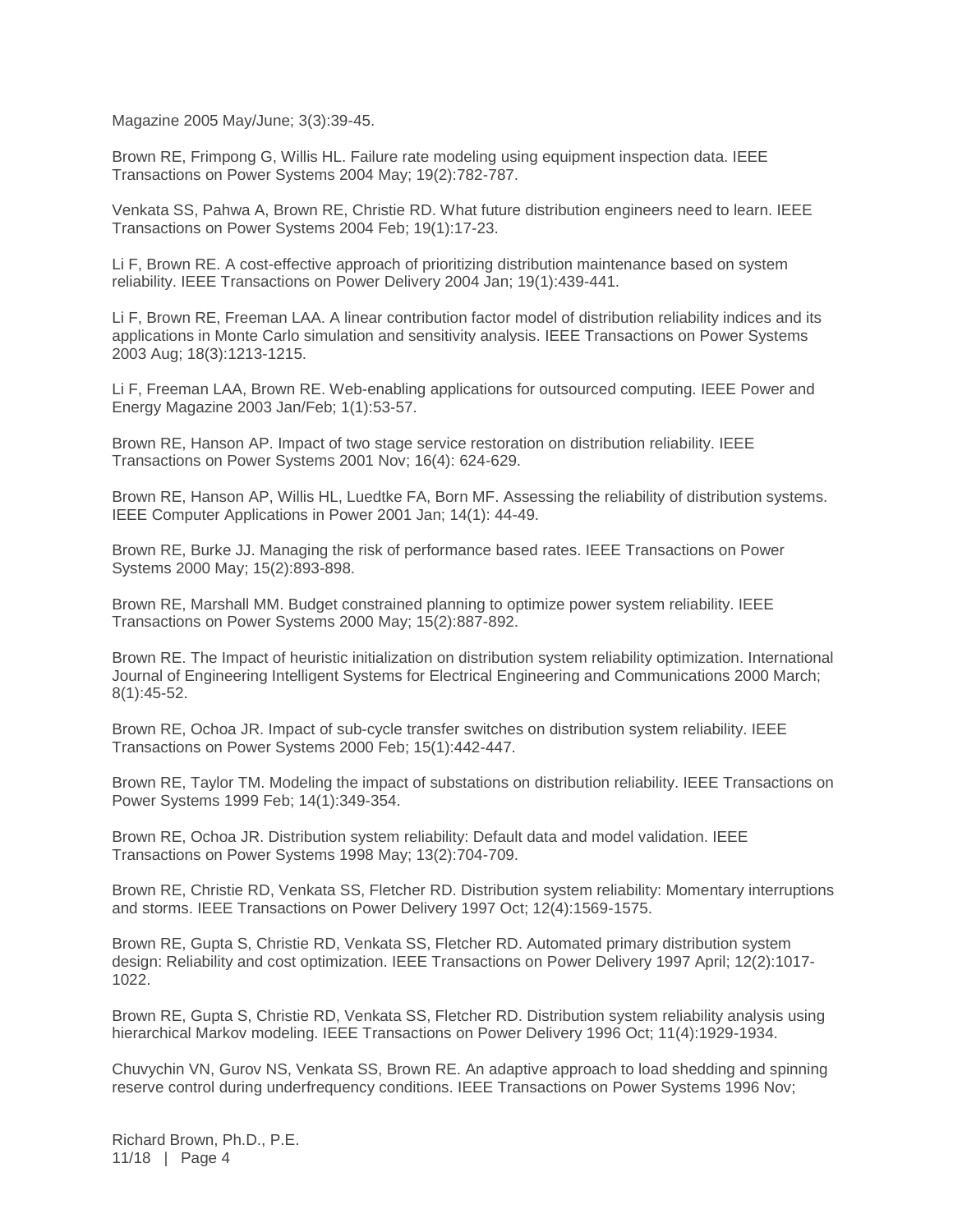Magazine 2005 May/June; 3(3):39-45.

Brown RE, Frimpong G, Willis HL. Failure rate modeling using equipment inspection data. IEEE Transactions on Power Systems 2004 May; 19(2):782-787.

Venkata SS, Pahwa A, Brown RE, Christie RD. What future distribution engineers need to learn. IEEE Transactions on Power Systems 2004 Feb; 19(1):17-23.

Li F, Brown RE. A cost-effective approach of prioritizing distribution maintenance based on system reliability. IEEE Transactions on Power Delivery 2004 Jan; 19(1):439-441.

Li F, Brown RE, Freeman LAA. A linear contribution factor model of distribution reliability indices and its applications in Monte Carlo simulation and sensitivity analysis. IEEE Transactions on Power Systems 2003 Aug; 18(3):1213-1215.

Li F, Freeman LAA, Brown RE. Web-enabling applications for outsourced computing. IEEE Power and Energy Magazine 2003 Jan/Feb; 1(1):53-57.

Brown RE, Hanson AP. Impact of two stage service restoration on distribution reliability. IEEE Transactions on Power Systems 2001 Nov; 16(4): 624-629.

Brown RE, Hanson AP, Willis HL, Luedtke FA, Born MF. Assessing the reliability of distribution systems. IEEE Computer Applications in Power 2001 Jan; 14(1): 44-49.

Brown RE, Burke JJ. Managing the risk of performance based rates. IEEE Transactions on Power Systems 2000 May; 15(2):893-898.

Brown RE, Marshall MM. Budget constrained planning to optimize power system reliability. IEEE Transactions on Power Systems 2000 May; 15(2):887-892.

Brown RE. The Impact of heuristic initialization on distribution system reliability optimization. International Journal of Engineering Intelligent Systems for Electrical Engineering and Communications 2000 March; 8(1):45-52.

Brown RE, Ochoa JR. Impact of sub-cycle transfer switches on distribution system reliability. IEEE Transactions on Power Systems 2000 Feb; 15(1):442-447.

Brown RE, Taylor TM. Modeling the impact of substations on distribution reliability. IEEE Transactions on Power Systems 1999 Feb; 14(1):349-354.

Brown RE, Ochoa JR. Distribution system reliability: Default data and model validation. IEEE Transactions on Power Systems 1998 May; 13(2):704-709.

Brown RE, Christie RD, Venkata SS, Fletcher RD. Distribution system reliability: Momentary interruptions and storms. IEEE Transactions on Power Delivery 1997 Oct; 12(4):1569-1575.

Brown RE, Gupta S, Christie RD, Venkata SS, Fletcher RD. Automated primary distribution system design: Reliability and cost optimization. IEEE Transactions on Power Delivery 1997 April; 12(2):1017-1022.

Brown RE, Gupta S, Christie RD, Venkata SS, Fletcher RD. Distribution system reliability analysis using hierarchical Markov modeling. IEEE Transactions on Power Delivery 1996 Oct; 11(4):1929-1934.

Chuvychin VN, Gurov NS, Venkata SS, Brown RE. An adaptive approach to load shedding and spinning reserve control during underfrequency conditions. IEEE Transactions on Power Systems 1996 Nov;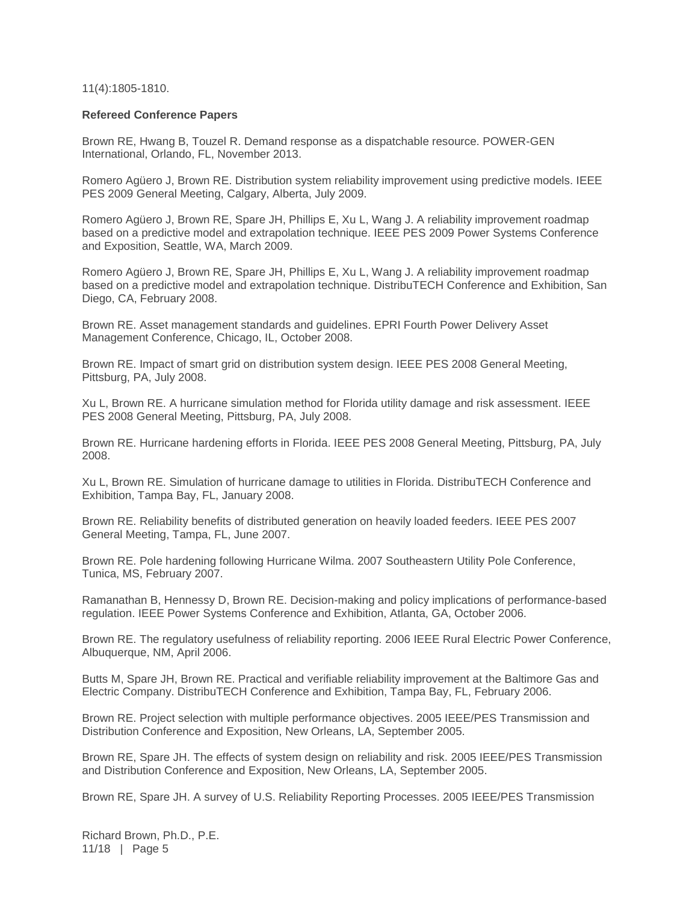11(4):1805-1810.

**Refereed Conference Papers**

Brown RE, Hwang B, Touzel R. Demand response as a dispatchable resource. POWER-GEN International, Orlando, FL, November 2013.

Romero Agüero J, Brown RE. Distribution system reliability improvement using predictive models. IEEE PES 2009 General Meeting, Calgary, Alberta, July 2009.

Romero Agüero J, Brown RE, Spare JH, Phillips E, Xu L, Wang J. A reliability improvement roadmap based on a predictive model and extrapolation technique. IEEE PES 2009 Power Systems Conference and Exposition, Seattle, WA, March 2009.

Romero Agüero J, Brown RE, Spare JH, Phillips E, Xu L, Wang J. A reliability improvement roadmap based on a predictive model and extrapolation technique. DistribuTECH Conference and Exhibition, San Diego, CA, February 2008.

Brown RE. Asset management standards and guidelines. EPRI Fourth Power Delivery Asset Management Conference, Chicago, IL, October 2008.

Brown RE. Impact of smart grid on distribution system design. IEEE PES 2008 General Meeting, Pittsburg, PA, July 2008.

Xu L, Brown RE. A hurricane simulation method for Florida utility damage and risk assessment. IEEE PES 2008 General Meeting, Pittsburg, PA, July 2008.

Brown RE. Hurricane hardening efforts in Florida. IEEE PES 2008 General Meeting, Pittsburg, PA, July 2008.

Xu L, Brown RE. Simulation of hurricane damage to utilities in Florida. DistribuTECH Conference and Exhibition, Tampa Bay, FL, January 2008.

Brown RE. Reliability benefits of distributed generation on heavily loaded feeders. IEEE PES 2007 General Meeting, Tampa, FL, June 2007.

Brown RE. Pole hardening following Hurricane Wilma. 2007 Southeastern Utility Pole Conference, Tunica, MS, February 2007.

Ramanathan B, Hennessy D, Brown RE. Decision-making and policy implications of performance-based regulation. IEEE Power Systems Conference and Exhibition, Atlanta, GA, October 2006.

Brown RE. The regulatory usefulness of reliability reporting. 2006 IEEE Rural Electric Power Conference, Albuquerque, NM, April 2006.

Butts M, Spare JH, Brown RE. Practical and verifiable reliability improvement at the Baltimore Gas and Electric Company. DistribuTECH Conference and Exhibition, Tampa Bay, FL, February 2006.

Brown RE. Project selection with multiple performance objectives. 2005 IEEE/PES Transmission and Distribution Conference and Exposition, New Orleans, LA, September 2005.

Brown RE, Spare JH. The effects of system design on reliability and risk. 2005 IEEE/PES Transmission and Distribution Conference and Exposition, New Orleans, LA, September 2005.

Brown RE, Spare JH. A survey of U.S. Reliability Reporting Processes. 2005 IEEE/PES Transmission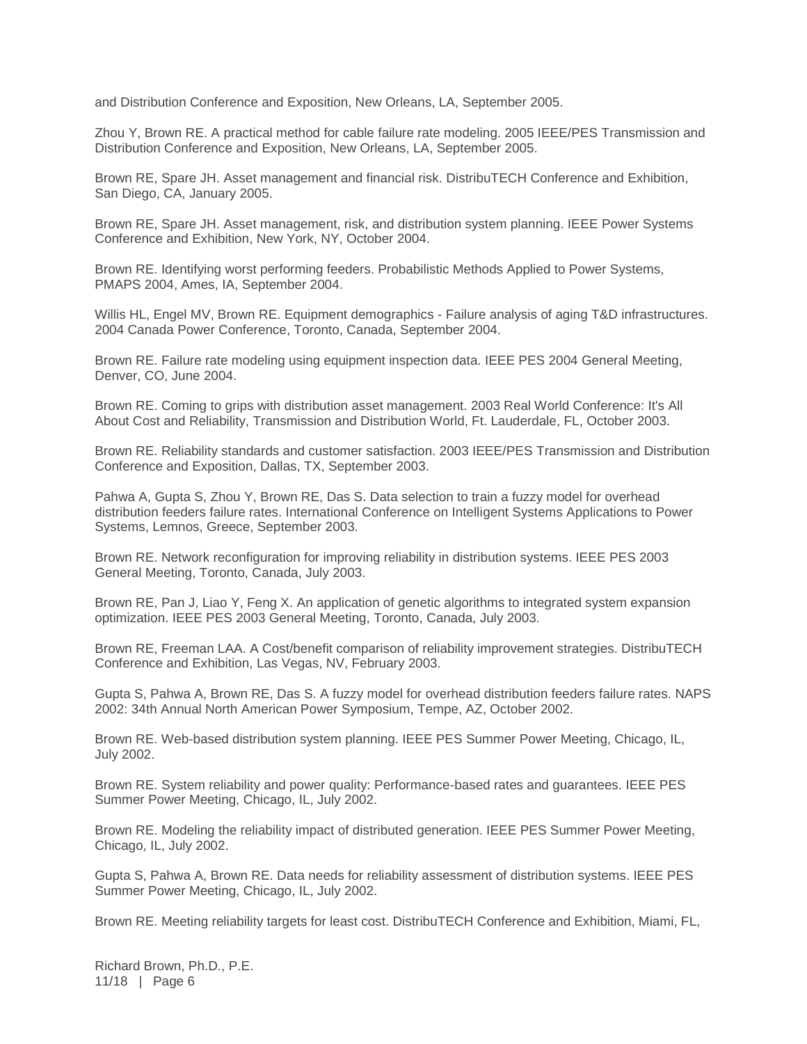and Distribution Conference and Exposition, New Orleans, LA, September 2005.

Zhou Y, Brown RE. A practical method for cable failure rate modeling. 2005 IEEE/PES Transmission and Distribution Conference and Exposition, New Orleans, LA, September 2005.

Brown RE, Spare JH. Asset management and financial risk. DistribuTECH Conference and Exhibition, San Diego, CA, January 2005.

Brown RE, Spare JH. Asset management, risk, and distribution system planning. IEEE Power Systems Conference and Exhibition, New York, NY, October 2004.

Brown RE. Identifying worst performing feeders. Probabilistic Methods Applied to Power Systems, PMAPS 2004, Ames, IA, September 2004.

Willis HL, Engel MV, Brown RE. Equipment demographics - Failure analysis of aging T&D infrastructures. 2004 Canada Power Conference, Toronto, Canada, September 2004.

Brown RE. Failure rate modeling using equipment inspection data. IEEE PES 2004 General Meeting, Denver, CO, June 2004.

Brown RE. Coming to grips with distribution asset management. 2003 Real World Conference: It's All About Cost and Reliability, Transmission and Distribution World, Ft. Lauderdale, FL, October 2003.

Brown RE. Reliability standards and customer satisfaction. 2003 IEEE/PES Transmission and Distribution Conference and Exposition, Dallas, TX, September 2003.

Pahwa A, Gupta S, Zhou Y, Brown RE, Das S. Data selection to train a fuzzy model for overhead distribution feeders failure rates. International Conference on Intelligent Systems Applications to Power Systems, Lemnos, Greece, September 2003.

Brown RE. Network reconfiguration for improving reliability in distribution systems. IEEE PES 2003 General Meeting, Toronto, Canada, July 2003.

Brown RE, Pan J, Liao Y, Feng X. An application of genetic algorithms to integrated system expansion optimization. IEEE PES 2003 General Meeting, Toronto, Canada, July 2003.

Brown RE, Freeman LAA. A Cost/benefit comparison of reliability improvement strategies. DistribuTECH Conference and Exhibition, Las Vegas, NV, February 2003.

Gupta S, Pahwa A, Brown RE, Das S. A fuzzy model for overhead distribution feeders failure rates. NAPS 2002: 34th Annual North American Power Symposium, Tempe, AZ, October 2002.

Brown RE. Web-based distribution system planning. IEEE PES Summer Power Meeting, Chicago, IL, July 2002.

Brown RE. System reliability and power quality: Performance-based rates and guarantees. IEEE PES Summer Power Meeting, Chicago, IL, July 2002.

Brown RE. Modeling the reliability impact of distributed generation. IEEE PES Summer Power Meeting, Chicago, IL, July 2002.

Gupta S, Pahwa A, Brown RE. Data needs for reliability assessment of distribution systems. IEEE PES Summer Power Meeting, Chicago, IL, July 2002.

Brown RE. Meeting reliability targets for least cost. DistribuTECH Conference and Exhibition, Miami, FL,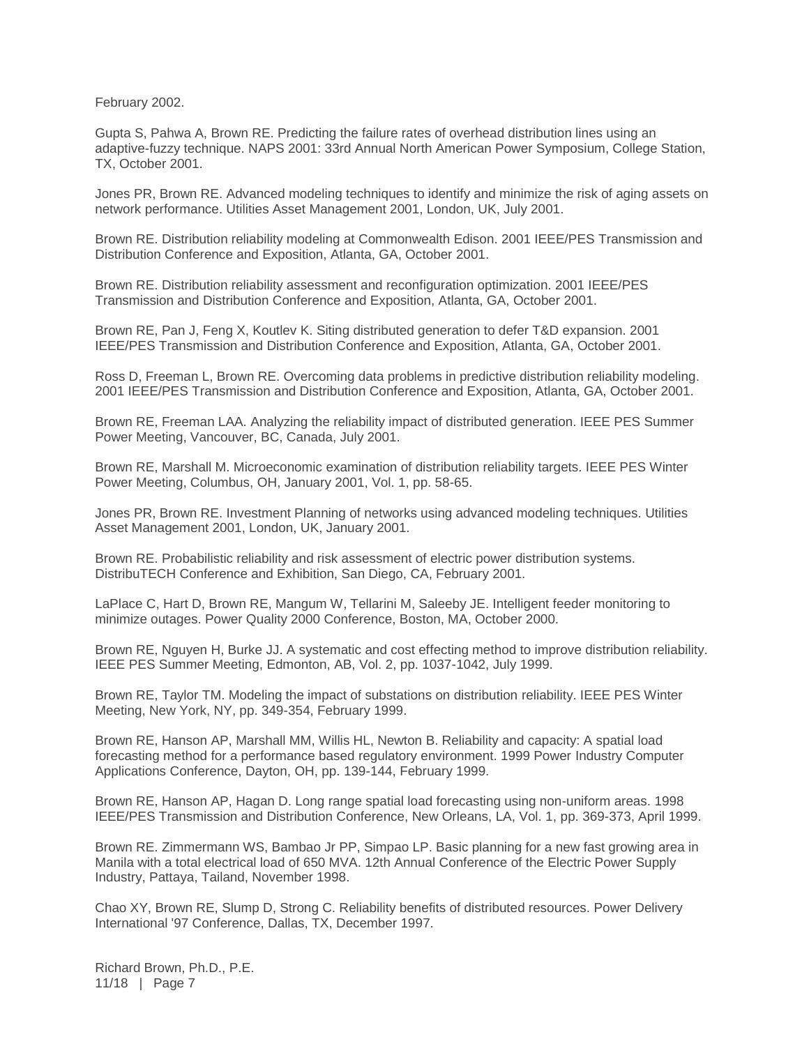February 2002.

Gupta S, Pahwa A, Brown RE. Predicting the failure rates of overhead distribution lines using an adaptive-fuzzy technique. NAPS 2001: 33rd Annual North American Power Symposium, College Station, TX, October 2001.

Jones PR, Brown RE. Advanced modeling techniques to identify and minimize the risk of aging assets on network performance. Utilities Asset Management 2001, London, UK, July 2001.

Brown RE. Distribution reliability modeling at Commonwealth Edison. 2001 IEEE/PES Transmission and Distribution Conference and Exposition, Atlanta, GA, October 2001.

Brown RE. Distribution reliability assessment and reconfiguration optimization. 2001 IEEE/PES Transmission and Distribution Conference and Exposition, Atlanta, GA, October 2001.

Brown RE, Pan J, Feng X, Koutlev K. Siting distributed generation to defer T&D expansion. 2001 IEEE/PES Transmission and Distribution Conference and Exposition, Atlanta, GA, October 2001.

Ross D, Freeman L, Brown RE. Overcoming data problems in predictive distribution reliability modeling. 2001 IEEE/PES Transmission and Distribution Conference and Exposition, Atlanta, GA, October 2001.

Brown RE, Freeman LAA. Analyzing the reliability impact of distributed generation. IEEE PES Summer Power Meeting, Vancouver, BC, Canada, July 2001.

Brown RE, Marshall M. Microeconomic examination of distribution reliability targets. IEEE PES Winter Power Meeting, Columbus, OH, January 2001, Vol. 1, pp. 58-65.

Jones PR, Brown RE. Investment Planning of networks using advanced modeling techniques. Utilities Asset Management 2001, London, UK, January 2001.

Brown RE. Probabilistic reliability and risk assessment of electric power distribution systems. DistribuTECH Conference and Exhibition, San Diego, CA, February 2001.

LaPlace C, Hart D, Brown RE, Mangum W, Tellarini M, Saleeby JE. Intelligent feeder monitoring to minimize outages. Power Quality 2000 Conference, Boston, MA, October 2000.

Brown RE, Nguyen H, Burke JJ. A systematic and cost effecting method to improve distribution reliability. IEEE PES Summer Meeting, Edmonton, AB, Vol. 2, pp. 1037-1042, July 1999.

Brown RE, Taylor TM. Modeling the impact of substations on distribution reliability. IEEE PES Winter Meeting, New York, NY, pp. 349-354, February 1999.

Brown RE, Hanson AP, Marshall MM, Willis HL, Newton B. Reliability and capacity: A spatial load forecasting method for a performance based regulatory environment. 1999 Power Industry Computer Applications Conference, Dayton, OH, pp. 139-144, February 1999.

Brown RE, Hanson AP, Hagan D. Long range spatial load forecasting using non-uniform areas. 1998 IEEE/PES Transmission and Distribution Conference, New Orleans, LA, Vol. 1, pp. 369-373, April 1999.

Brown RE. Zimmermann WS, Bambao Jr PP, Simpao LP. Basic planning for a new fast growing area in Manila with a total electrical load of 650 MVA. 12th Annual Conference of the Electric Power Supply Industry, Pattaya, Tailand, November 1998.

Chao XY, Brown RE, Slump D, Strong C. Reliability benefits of distributed resources. Power Delivery International '97 Conference, Dallas, TX, December 1997.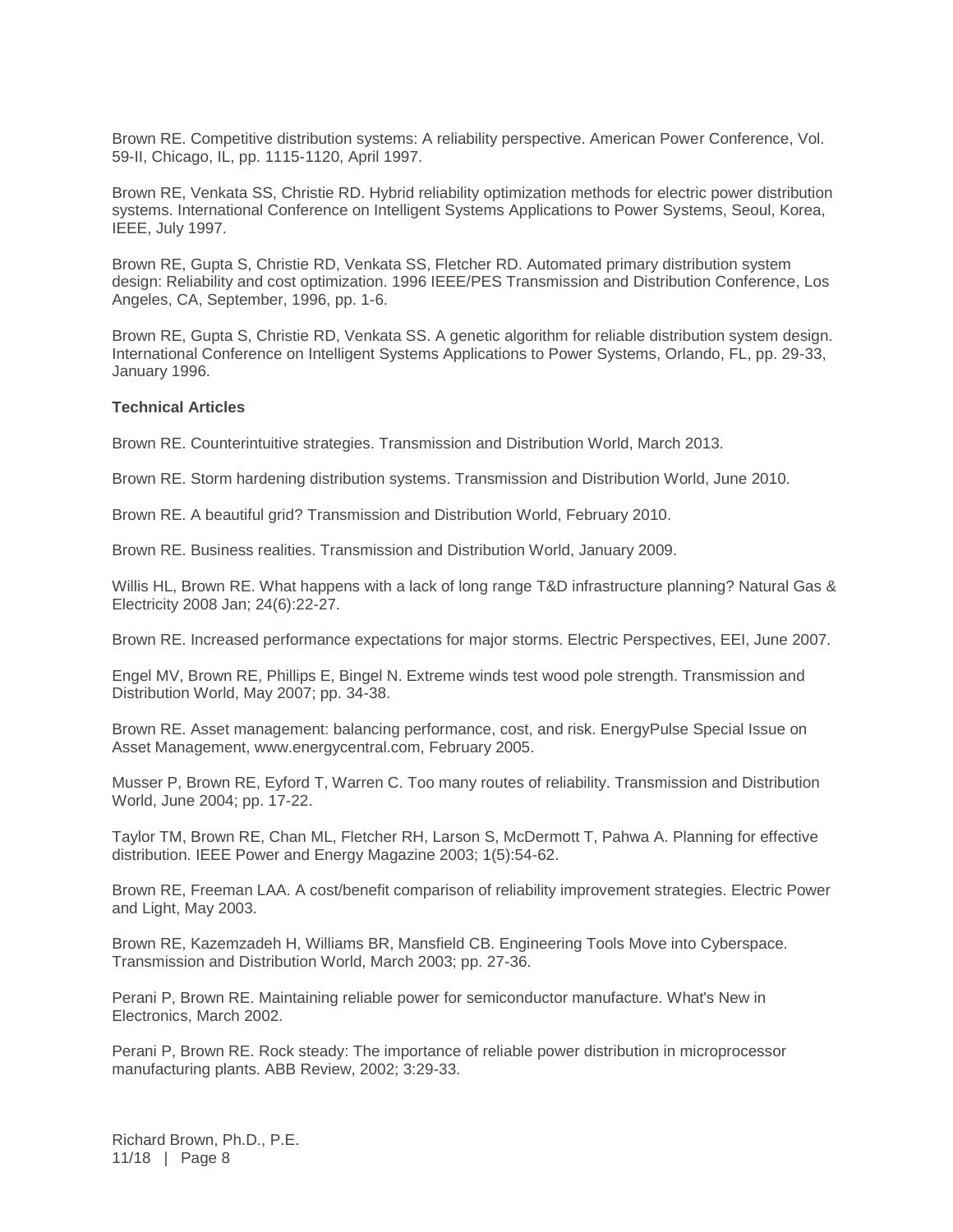Brown RE. Competitive distribution systems: A reliability perspective. American Power Conference, Vol. 59-II, Chicago, IL, pp. 1115-1120, April 1997.

Brown RE, Venkata SS, Christie RD. Hybrid reliability optimization methods for electric power distribution systems. International Conference on Intelligent Systems Applications to Power Systems, Seoul, Korea, IEEE, July 1997.

Brown RE, Gupta S, Christie RD, Venkata SS, Fletcher RD. Automated primary distribution system design: Reliability and cost optimization. 1996 IEEE/PES Transmission and Distribution Conference, Los Angeles, CA, September, 1996, pp. 1-6.

Brown RE, Gupta S, Christie RD, Venkata SS. A genetic algorithm for reliable distribution system design. International Conference on Intelligent Systems Applications to Power Systems, Orlando, FL, pp. 29-33, January 1996.

**Technical Articles**

Brown RE. Counterintuitive strategies. Transmission and Distribution World, March 2013.

Brown RE. Storm hardening distribution systems. Transmission and Distribution World, June 2010.

Brown RE. A beautiful grid? Transmission and Distribution World, February 2010.

Brown RE. Business realities. Transmission and Distribution World, January 2009.

Willis HL, Brown RE. What happens with a lack of long range T&D infrastructure planning? Natural Gas & Electricity 2008 Jan; 24(6):22-27.

Brown RE. Increased performance expectations for major storms. Electric Perspectives, EEI, June 2007.

Engel MV, Brown RE, Phillips E, Bingel N. Extreme winds test wood pole strength. Transmission and Distribution World, May 2007; pp. 34-38.

Brown RE. Asset management: balancing performance, cost, and risk. EnergyPulse Special Issue on Asset Management, www.energycentral.com, February 2005.

Musser P, Brown RE, Eyford T, Warren C. Too many routes of reliability. Transmission and Distribution World, June 2004; pp. 17-22.

Taylor TM, Brown RE, Chan ML, Fletcher RH, Larson S, McDermott T, Pahwa A. Planning for effective distribution. IEEE Power and Energy Magazine 2003; 1(5):54-62.

Brown RE, Freeman LAA. A cost/benefit comparison of reliability improvement strategies. Electric Power and Light, May 2003.

Brown RE, Kazemzadeh H, Williams BR, Mansfield CB. Engineering Tools Move into Cyberspace. Transmission and Distribution World, March 2003; pp. 27-36.

Perani P, Brown RE. Maintaining reliable power for semiconductor manufacture. What's New in Electronics, March 2002.

Perani P, Brown RE. Rock steady: The importance of reliable power distribution in microprocessor manufacturing plants. ABB Review, 2002; 3:29-33.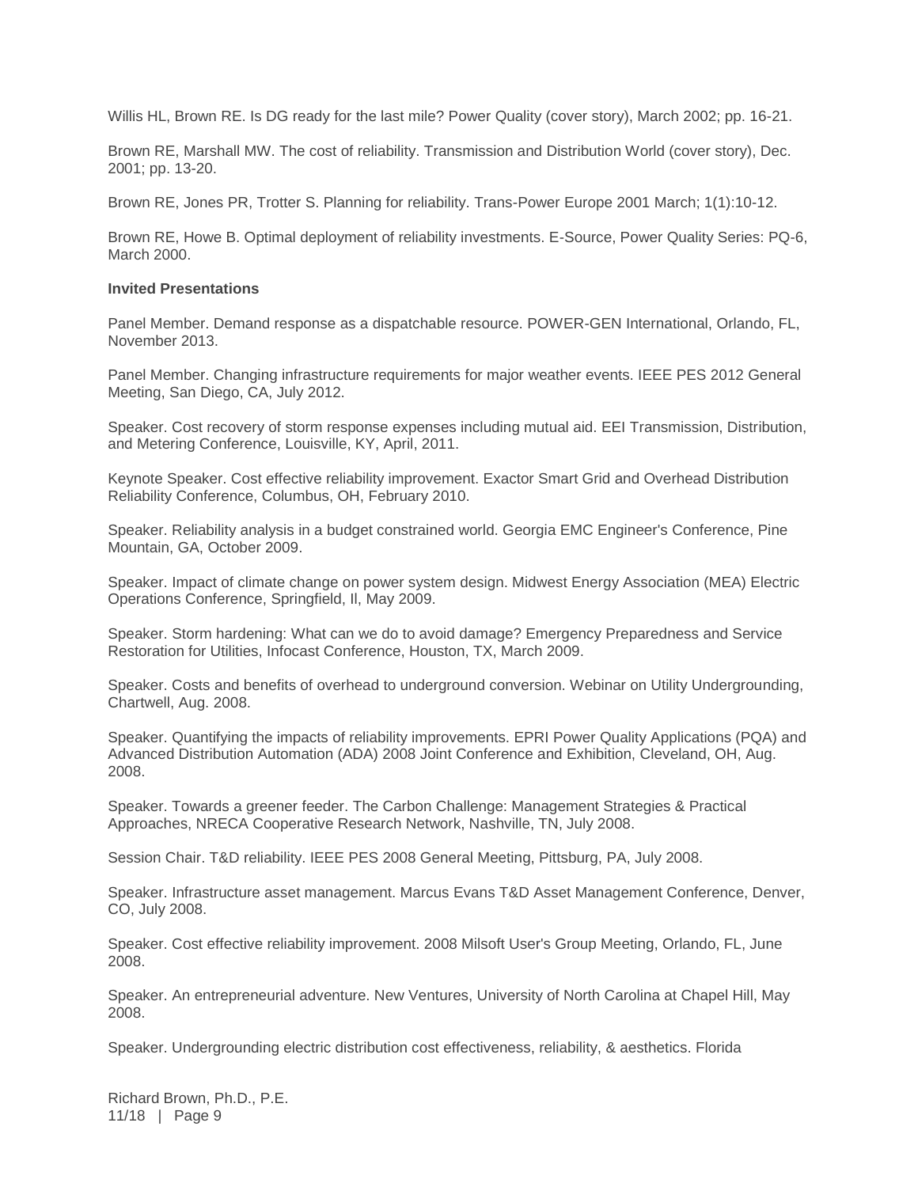Willis HL, Brown RE. Is DG ready for the last mile? Power Quality (cover story), March 2002; pp. 16-21.

Brown RE, Marshall MW. The cost of reliability. Transmission and Distribution World (cover story), Dec. 2001; pp. 13-20.

Brown RE, Jones PR, Trotter S. Planning for reliability. Trans-Power Europe 2001 March; 1(1):10-12.

Brown RE, Howe B. Optimal deployment of reliability investments. E-Source, Power Quality Series: PQ-6, March 2000.

**Invited Presentations**

Panel Member. Demand response as a dispatchable resource. POWER-GEN International, Orlando, FL, November 2013.

Panel Member. Changing infrastructure requirements for major weather events. IEEE PES 2012 General Meeting, San Diego, CA, July 2012.

Speaker. Cost recovery of storm response expenses including mutual aid. EEI Transmission, Distribution, and Metering Conference, Louisville, KY, April, 2011.

Keynote Speaker. Cost effective reliability improvement. Exactor Smart Grid and Overhead Distribution Reliability Conference, Columbus, OH, February 2010.

Speaker. Reliability analysis in a budget constrained world. Georgia EMC Engineer's Conference, Pine Mountain, GA, October 2009.

Speaker. Impact of climate change on power system design. Midwest Energy Association (MEA) Electric Operations Conference, Springfield, Il, May 2009.

Speaker. Storm hardening: What can we do to avoid damage? Emergency Preparedness and Service Restoration for Utilities, Infocast Conference, Houston, TX, March 2009.

Speaker. Costs and benefits of overhead to underground conversion. Webinar on Utility Undergrounding, Chartwell, Aug. 2008.

Speaker. Quantifying the impacts of reliability improvements. EPRI Power Quality Applications (PQA) and Advanced Distribution Automation (ADA) 2008 Joint Conference and Exhibition, Cleveland, OH, Aug. 2008.

Speaker. Towards a greener feeder. The Carbon Challenge: Management Strategies & Practical Approaches, NRECA Cooperative Research Network, Nashville, TN, July 2008.

Session Chair. T&D reliability. IEEE PES 2008 General Meeting, Pittsburg, PA, July 2008.

Speaker. Infrastructure asset management. Marcus Evans T&D Asset Management Conference, Denver, CO, July 2008.

Speaker. Cost effective reliability improvement. 2008 Milsoft User's Group Meeting, Orlando, FL, June 2008.

Speaker. An entrepreneurial adventure. New Ventures, University of North Carolina at Chapel Hill, May 2008.

Speaker. Undergrounding electric distribution cost effectiveness, reliability, & aesthetics. Florida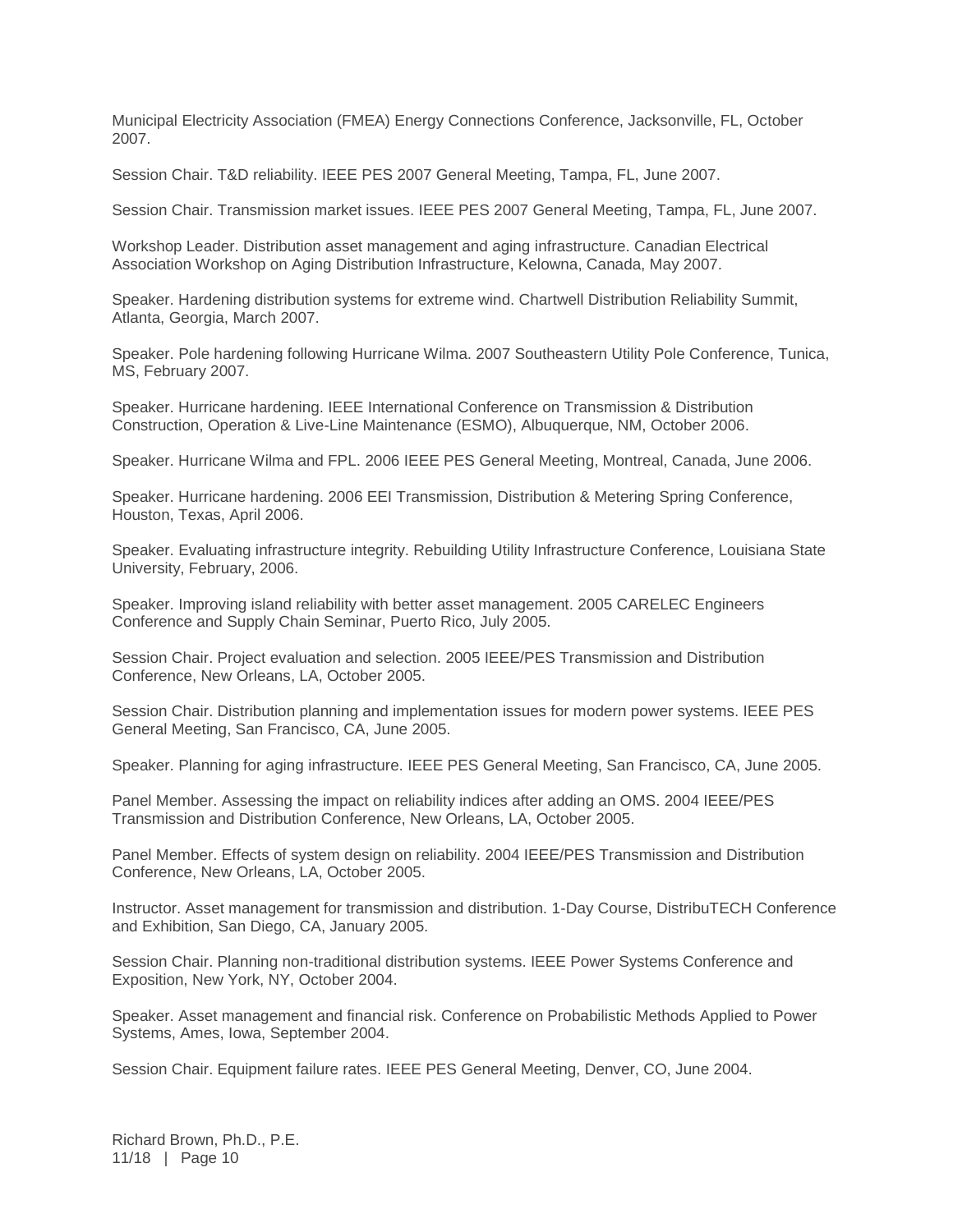Municipal Electricity Association (FMEA) Energy Connections Conference, Jacksonville, FL, October 2007.

Session Chair. T&D reliability. IEEE PES 2007 General Meeting, Tampa, FL, June 2007.

Session Chair. Transmission market issues. IEEE PES 2007 General Meeting, Tampa, FL, June 2007.

Workshop Leader. Distribution asset management and aging infrastructure. Canadian Electrical Association Workshop on Aging Distribution Infrastructure, Kelowna, Canada, May 2007.

Speaker. Hardening distribution systems for extreme wind. Chartwell Distribution Reliability Summit, Atlanta, Georgia, March 2007.

Speaker. Pole hardening following Hurricane Wilma. 2007 Southeastern Utility Pole Conference, Tunica, MS, February 2007.

Speaker. Hurricane hardening. IEEE International Conference on Transmission & Distribution Construction, Operation & Live-Line Maintenance (ESMO), Albuquerque, NM, October 2006.

Speaker. Hurricane Wilma and FPL. 2006 IEEE PES General Meeting, Montreal, Canada, June 2006.

Speaker. Hurricane hardening. 2006 EEI Transmission, Distribution & Metering Spring Conference, Houston, Texas, April 2006.

Speaker. Evaluating infrastructure integrity. Rebuilding Utility Infrastructure Conference, Louisiana State University, February, 2006.

Speaker. Improving island reliability with better asset management. 2005 CARELEC Engineers Conference and Supply Chain Seminar, Puerto Rico, July 2005.

Session Chair. Project evaluation and selection. 2005 IEEE/PES Transmission and Distribution Conference, New Orleans, LA, October 2005.

Session Chair. Distribution planning and implementation issues for modern power systems. IEEE PES General Meeting, San Francisco, CA, June 2005.

Speaker. Planning for aging infrastructure. IEEE PES General Meeting, San Francisco, CA, June 2005.

Panel Member. Assessing the impact on reliability indices after adding an OMS. 2004 IEEE/PES Transmission and Distribution Conference, New Orleans, LA, October 2005.

Panel Member. Effects of system design on reliability. 2004 IEEE/PES Transmission and Distribution Conference, New Orleans, LA, October 2005.

Instructor. Asset management for transmission and distribution. 1-Day Course, DistribuTECH Conference and Exhibition, San Diego, CA, January 2005.

Session Chair. Planning non-traditional distribution systems. IEEE Power Systems Conference and Exposition, New York, NY, October 2004.

Speaker. Asset management and financial risk. Conference on Probabilistic Methods Applied to Power Systems, Ames, Iowa, September 2004.

Session Chair. Equipment failure rates. IEEE PES General Meeting, Denver, CO, June 2004.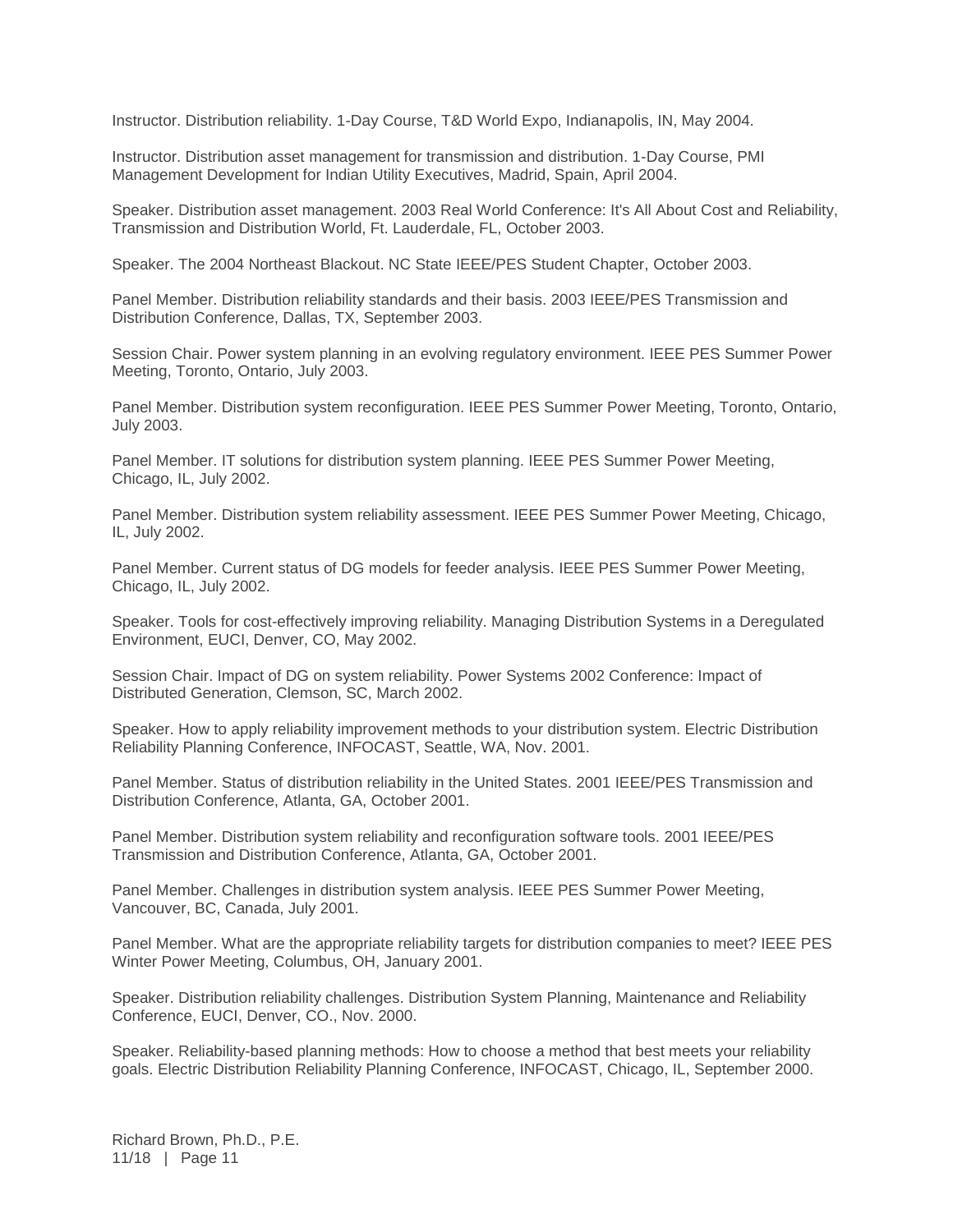Instructor. Distribution reliability. 1-Day Course, T&D World Expo, Indianapolis, IN, May 2004.

Instructor. Distribution asset management for transmission and distribution. 1-Day Course, PMI Management Development for Indian Utility Executives, Madrid, Spain, April 2004.

Speaker. Distribution asset management. 2003 Real World Conference: It's All About Cost and Reliability, Transmission and Distribution World, Ft. Lauderdale, FL, October 2003.

Speaker. The 2004 Northeast Blackout. NC State IEEE/PES Student Chapter, October 2003.

Panel Member. Distribution reliability standards and their basis. 2003 IEEE/PES Transmission and Distribution Conference, Dallas, TX, September 2003.

Session Chair. Power system planning in an evolving regulatory environment. IEEE PES Summer Power Meeting, Toronto, Ontario, July 2003.

Panel Member. Distribution system reconfiguration. IEEE PES Summer Power Meeting, Toronto, Ontario, July 2003.

Panel Member. IT solutions for distribution system planning. IEEE PES Summer Power Meeting, Chicago, IL, July 2002.

Panel Member. Distribution system reliability assessment. IEEE PES Summer Power Meeting, Chicago, IL, July 2002.

Panel Member. Current status of DG models for feeder analysis. IEEE PES Summer Power Meeting, Chicago, IL, July 2002.

Speaker. Tools for cost-effectively improving reliability. Managing Distribution Systems in a Deregulated Environment, EUCI, Denver, CO, May 2002.

Session Chair. Impact of DG on system reliability. Power Systems 2002 Conference: Impact of Distributed Generation, Clemson, SC, March 2002.

Speaker. How to apply reliability improvement methods to your distribution system. Electric Distribution Reliability Planning Conference, INFOCAST, Seattle, WA, Nov. 2001.

Panel Member. Status of distribution reliability in the United States. 2001 IEEE/PES Transmission and Distribution Conference, Atlanta, GA, October 2001.

Panel Member. Distribution system reliability and reconfiguration software tools. 2001 IEEE/PES Transmission and Distribution Conference, Atlanta, GA, October 2001.

Panel Member. Challenges in distribution system analysis. IEEE PES Summer Power Meeting, Vancouver, BC, Canada, July 2001.

Panel Member. What are the appropriate reliability targets for distribution companies to meet? IEEE PES Winter Power Meeting, Columbus, OH, January 2001.

Speaker. Distribution reliability challenges. Distribution System Planning, Maintenance and Reliability Conference, EUCI, Denver, CO., Nov. 2000.

Speaker. Reliability-based planning methods: How to choose a method that best meets your reliability goals. Electric Distribution Reliability Planning Conference, INFOCAST, Chicago, IL, September 2000.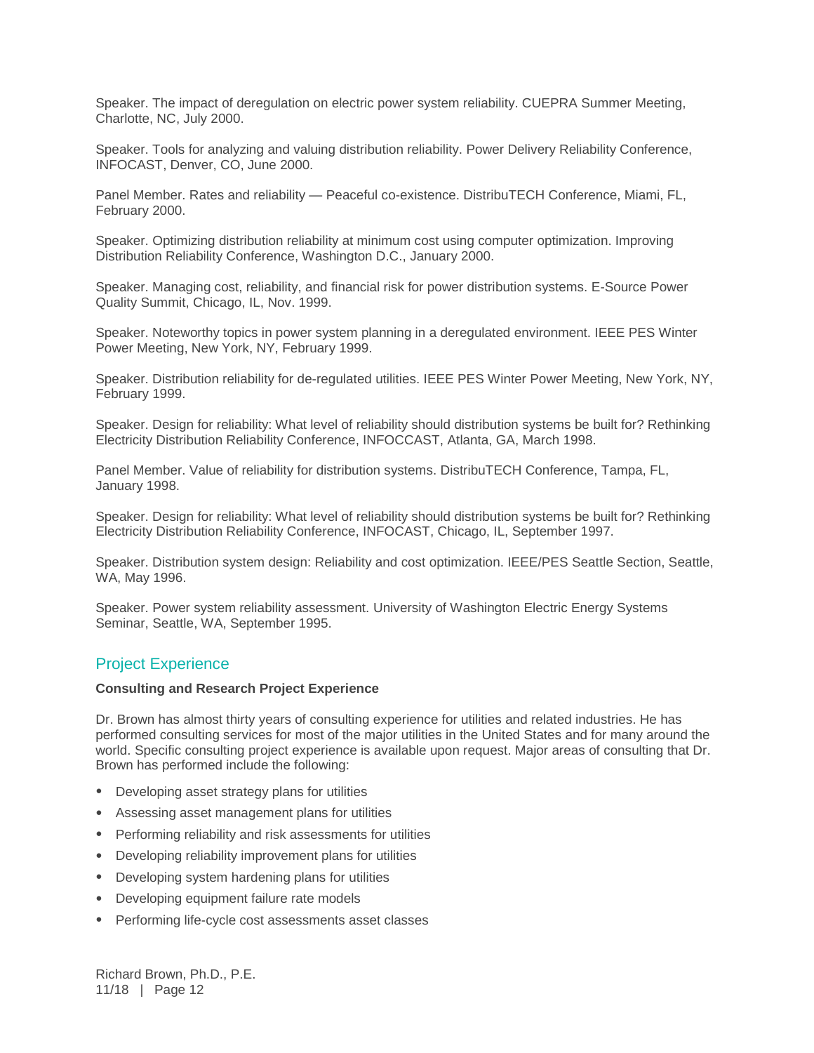Speaker. The impact of deregulation on electric power system reliability. CUEPRA Summer Meeting, Charlotte, NC, July 2000.

Speaker. Tools for analyzing and valuing distribution reliability. Power Delivery Reliability Conference, INFOCAST, Denver, CO, June 2000.

Panel Member. Rates and reliability — Peaceful co-existence. DistribuTECH Conference, Miami, FL, February 2000.

Speaker. Optimizing distribution reliability at minimum cost using computer optimization. Improving Distribution Reliability Conference, Washington D.C., January 2000.

Speaker. Managing cost, reliability, and financial risk for power distribution systems. E-Source Power Quality Summit, Chicago, IL, Nov. 1999.

Speaker. Noteworthy topics in power system planning in a deregulated environment. IEEE PES Winter Power Meeting, New York, NY, February 1999.

Speaker. Distribution reliability for de-regulated utilities. IEEE PES Winter Power Meeting, New York, NY, February 1999.

Speaker. Design for reliability: What level of reliability should distribution systems be built for? Rethinking Electricity Distribution Reliability Conference, INFOCCAST, Atlanta, GA, March 1998.

Panel Member. Value of reliability for distribution systems. DistribuTECH Conference, Tampa, FL, January 1998.

Speaker. Design for reliability: What level of reliability should distribution systems be built for? Rethinking Electricity Distribution Reliability Conference, INFOCAST, Chicago, IL, September 1997.

Speaker. Distribution system design: Reliability and cost optimization. IEEE/PES Seattle Section, Seattle, WA, May 1996.

Speaker. Power system reliability assessment. University of Washington Electric Energy Systems Seminar, Seattle, WA, September 1995.

## Project Experience

**Consulting and Research Project Experience**

Dr. Brown has almost thirty years of consulting experience for utilities and related industries. He has performed consulting services for most of the major utilities in the United States and for many around the world. Specific consulting project experience is available upon request. Major areas of consulting that Dr. Brown has performed include the following:

- Developing asset strategy plans for utilities
- Assessing asset management plans for utilities
- Performing reliability and risk assessments for utilities
- Developing reliability improvement plans for utilities
- Developing system hardening plans for utilities
- Developing equipment failure rate models
- Performing life-cycle cost assessments asset classes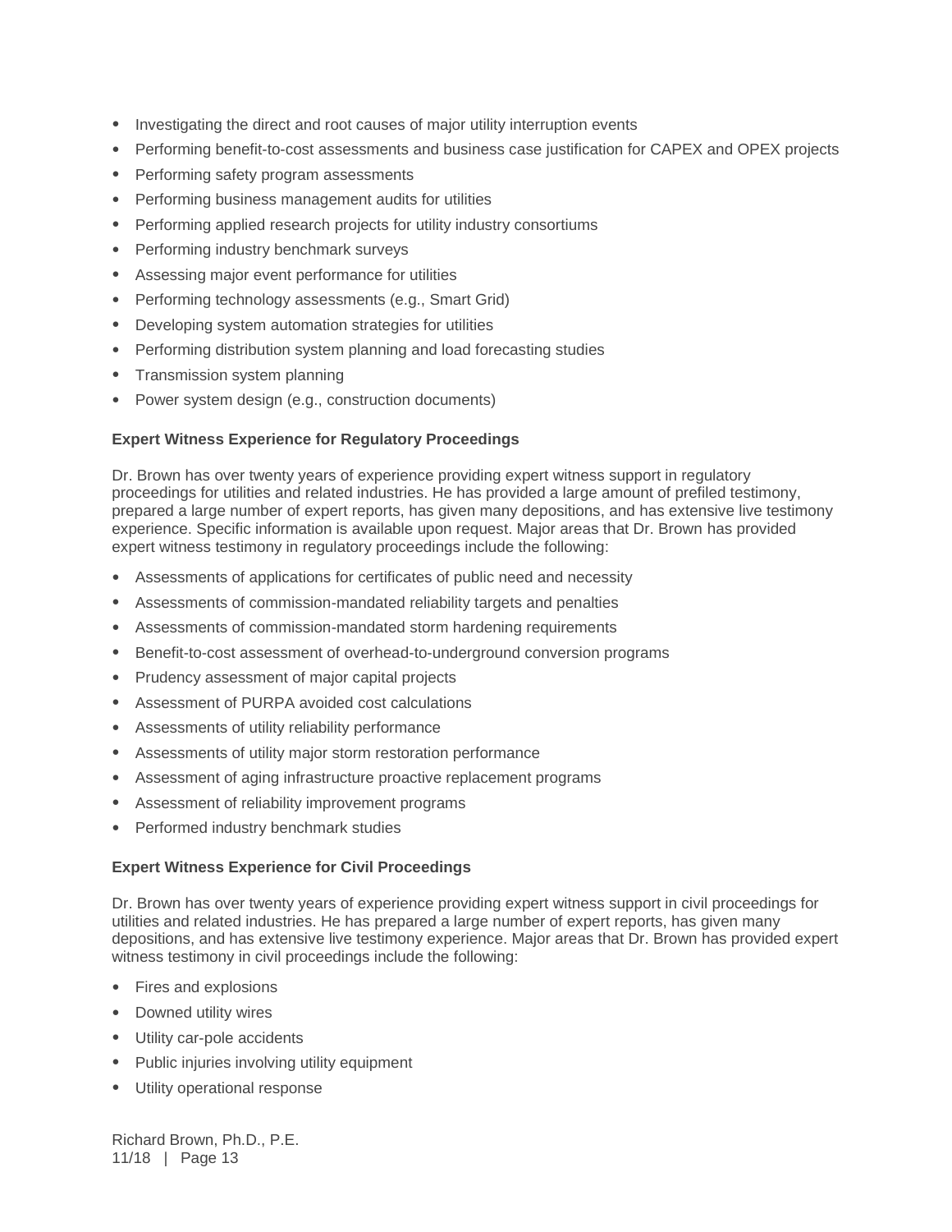- Investigating the direct and root causes of major utility interruption events
- Performing benefit-to-cost assessments and business case justification for CAPEX and OPEX projects
- Performing safety program assessments
- Performing business management audits for utilities
- Performing applied research projects for utility industry consortiums
- Performing industry benchmark surveys
- Assessing major event performance for utilities
- Performing technology assessments (e.g., Smart Grid)
- Developing system automation strategies for utilities
- Performing distribution system planning and load forecasting studies
- Transmission system planning
- Power system design (e.g., construction documents)

**Expert Witness Experience for Regulatory Proceedings**

Dr. Brown has over twenty years of experience providing expert witness support in regulatory proceedings for utilities and related industries. He has provided a large amount of prefiled testimony, prepared a large number of expert reports, has given many depositions, and has extensive live testimony experience. Specific information is available upon request. Major areas that Dr. Brown has provided expert witness testimony in regulatory proceedings include the following:

- Assessments of applications for certificates of public need and necessity
- Assessments of commission-mandated reliability targets and penalties
- Assessments of commission-mandated storm hardening requirements
- Benefit-to-cost assessment of overhead-to-underground conversion programs
- Prudency assessment of major capital projects
- Assessment of PURPA avoided cost calculations
- Assessments of utility reliability performance
- Assessments of utility major storm restoration performance
- Assessment of aging infrastructure proactive replacement programs
- Assessment of reliability improvement programs
- Performed industry benchmark studies

**Expert Witness Experience for Civil Proceedings**

Dr. Brown has over twenty years of experience providing expert witness support in civil proceedings for utilities and related industries. He has prepared a large number of expert reports, has given many depositions, and has extensive live testimony experience. Major areas that Dr. Brown has provided expert witness testimony in civil proceedings include the following:

- Fires and explosions
- Downed utility wires
- Utility car-pole accidents
- Public injuries involving utility equipment
- Utility operational response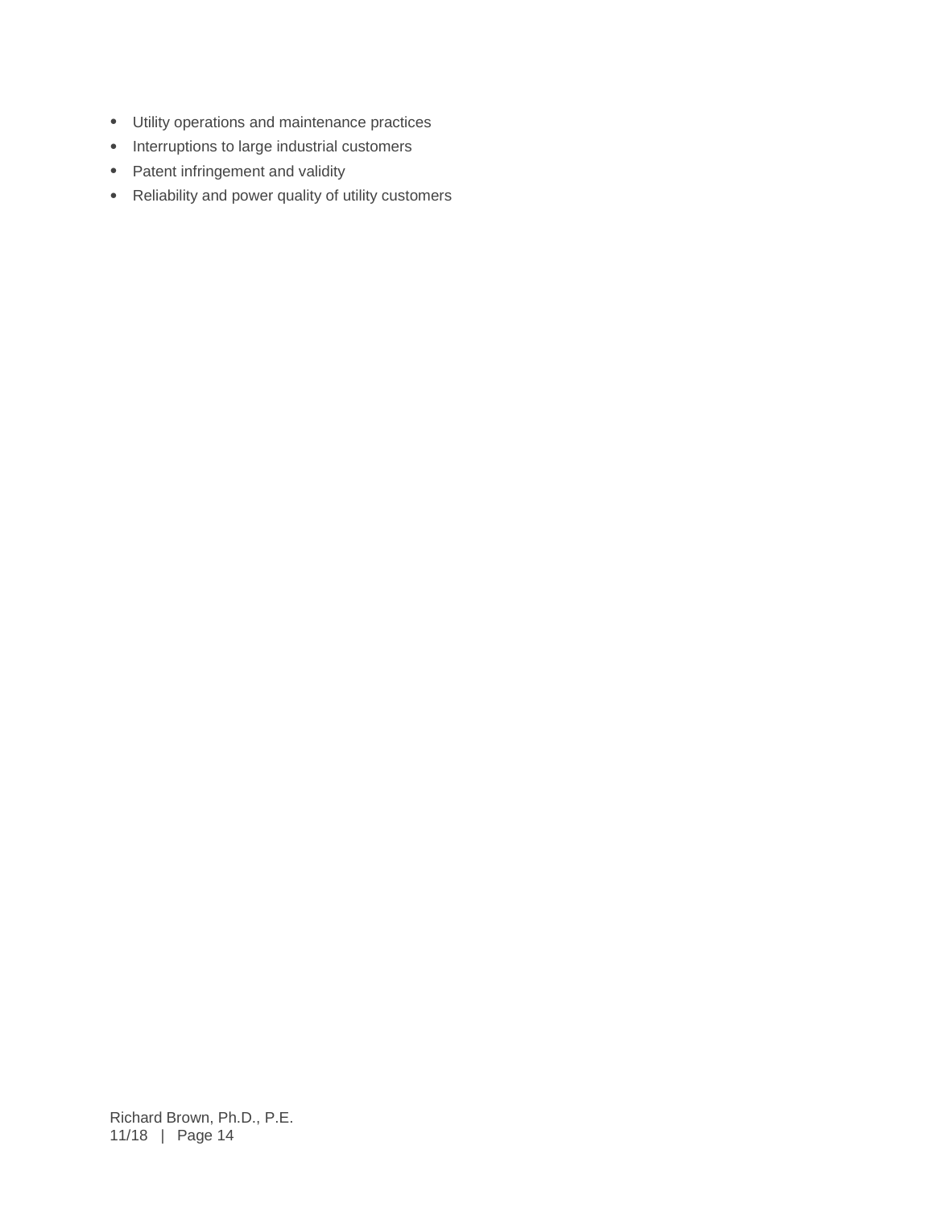- Utility operations and maintenance practices
- Interruptions to large industrial customers
- Patent infringement and validity
- Reliability and power quality of utility customers